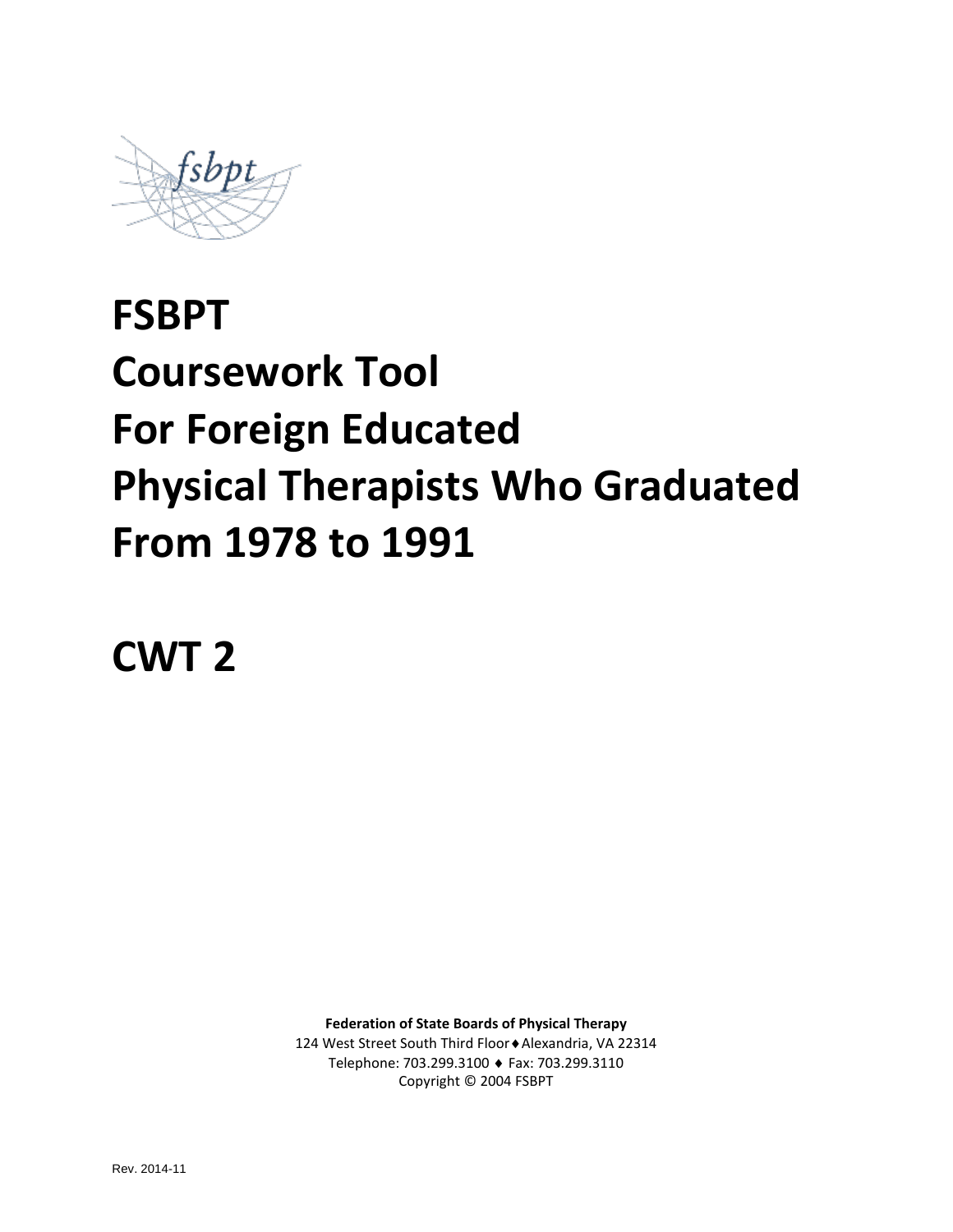fsbpt

# FSBPT
# Coursework Tool
# For Foreign Educated
# Physical Therapists Who Graduated
# From 1978 to 1991

# CWT 2

**Federation of State Boards of Physical Therapy**
124 West Street South Third Floor ♦ Alexandria, VA 22314
Telephone: 703.299.3100 ♦ Fax: 703.299.3110
Copyright © 2004 FSBPT

Rev. 2014-11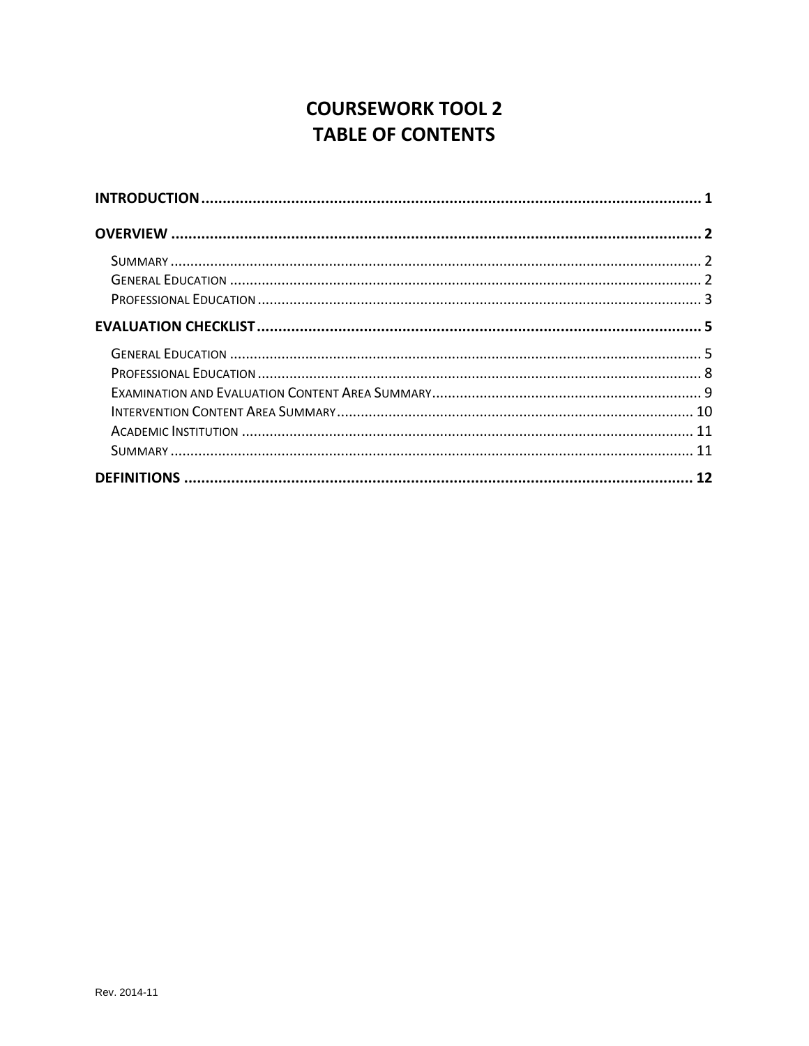# COURSEWORK TOOL 2
# TABLE OF CONTENTS

**INTRODUCTION** ..................................................................................................... **1**

**OVERVIEW** ............................................................................................................ **2**

- SUMMARY ........................................................................................................... 2
- GENERAL EDUCATION ....................................................................................... 2
- PROFESSIONAL EDUCATION .............................................................................. 3

**EVALUATION CHECKLIST** ........................................................................................ **5**

- GENERAL EDUCATION ....................................................................................... 5
- PROFESSIONAL EDUCATION .............................................................................. 8
- EXAMINATION AND EVALUATION CONTENT AREA SUMMARY ................................... 9
- INTERVENTION CONTENT AREA SUMMARY ......................................................... 10
- ACADEMIC INSTITUTION ................................................................................... 11
- SUMMARY ......................................................................................................... 11

**DEFINITIONS** ........................................................................................................ **12**

Rev. 2014-11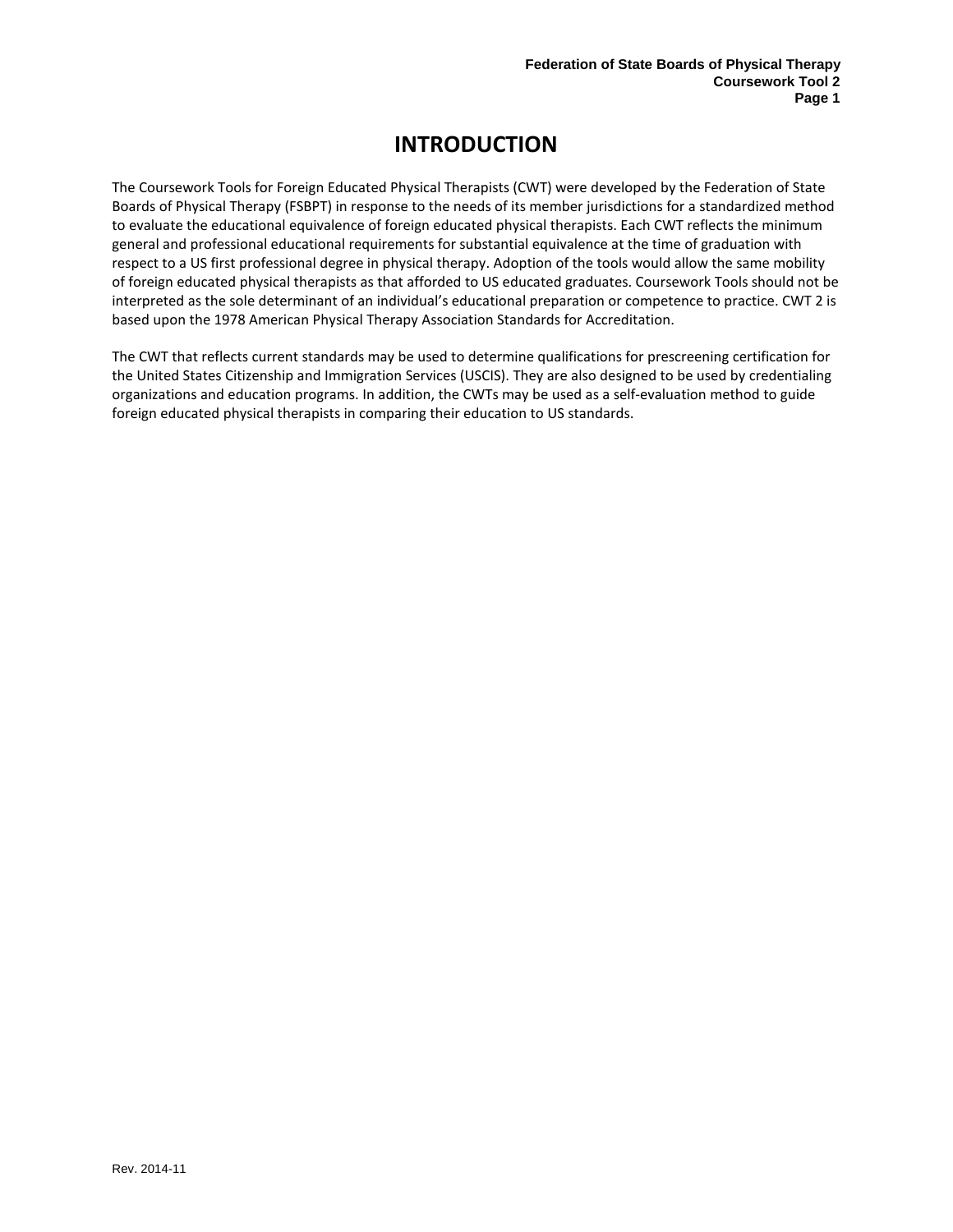# INTRODUCTION

The Coursework Tools for Foreign Educated Physical Therapists (CWT) were developed by the Federation of State Boards of Physical Therapy (FSBPT) in response to the needs of its member jurisdictions for a standardized method to evaluate the educational equivalence of foreign educated physical therapists. Each CWT reflects the minimum general and professional educational requirements for substantial equivalence at the time of graduation with respect to a US first professional degree in physical therapy. Adoption of the tools would allow the same mobility of foreign educated physical therapists as that afforded to US educated graduates. Coursework Tools should not be interpreted as the sole determinant of an individual's educational preparation or competence to practice. CWT 2 is based upon the 1978 American Physical Therapy Association Standards for Accreditation.

The CWT that reflects current standards may be used to determine qualifications for prescreening certification for the United States Citizenship and Immigration Services (USCIS). They are also designed to be used by credentialing organizations and education programs. In addition, the CWTs may be used as a self-evaluation method to guide foreign educated physical therapists in comparing their education to US standards.

Rev. 2014-11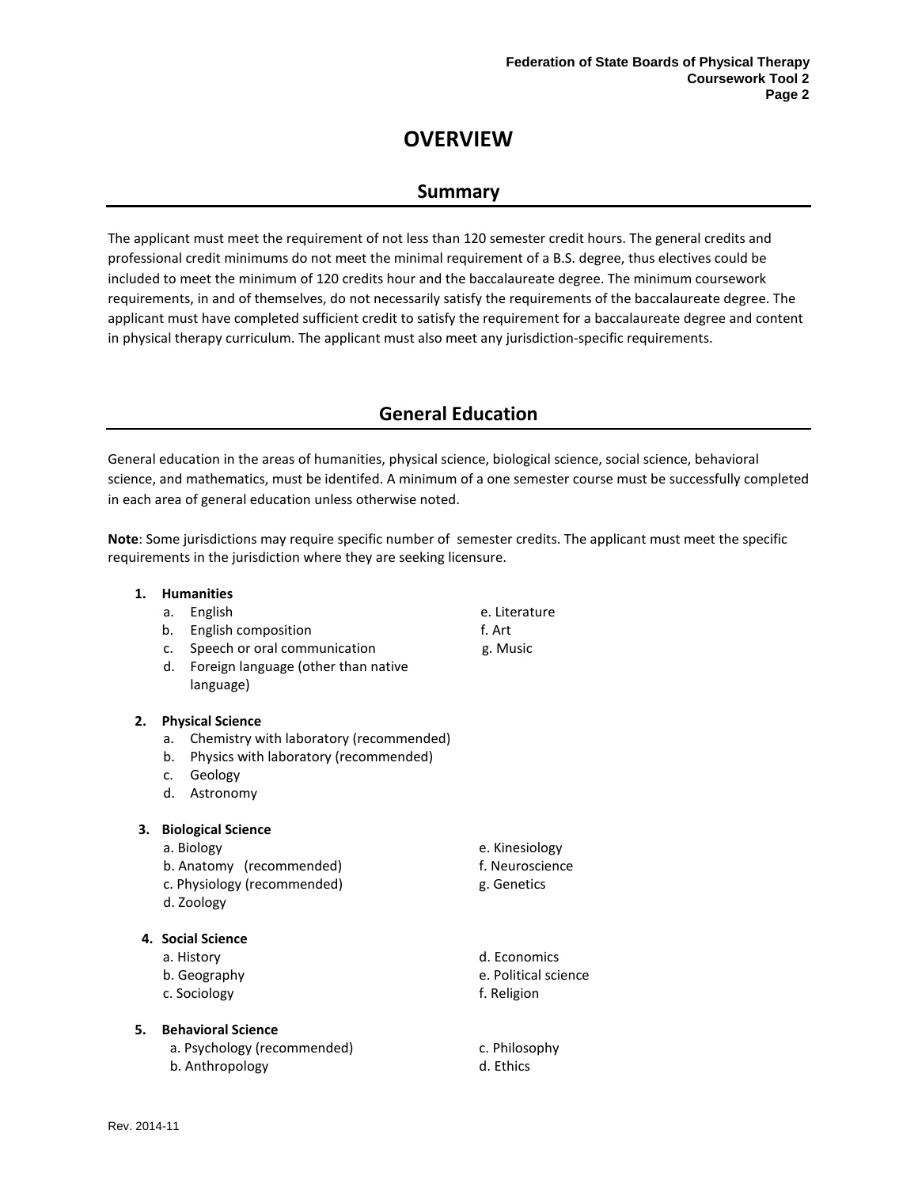# OVERVIEW

## Summary

The applicant must meet the requirement of not less than 120 semester credit hours. The general credits and professional credit minimums do not meet the minimal requirement of a B.S. degree, thus electives could be included to meet the minimum of 120 credits hour and the baccalaureate degree. The minimum coursework requirements, in and of themselves, do not necessarily satisfy the requirements of the baccalaureate degree. The applicant must have completed sufficient credit to satisfy the requirement for a baccalaureate degree and content in physical therapy curriculum. The applicant must also meet any jurisdiction-specific requirements.

## General Education

General education in the areas of humanities, physical science, biological science, social science, behavioral science, and mathematics, must be identifed. A minimum of a one semester course must be successfully completed in each area of general education unless otherwise noted.

**Note**: Some jurisdictions may require specific number of semester credits. The applicant must meet the specific requirements in the jurisdiction where they are seeking licensure.

1. **Humanities**
    a. English
    b. English composition
    c. Speech or oral communication
    d. Foreign language (other than native language)
    e. Literature
    f. Art
    g. Music

2. **Physical Science**
    a. Chemistry with laboratory (recommended)
    b. Physics with laboratory (recommended)
    c. Geology
    d. Astronomy

3. **Biological Science**
    a. Biology
    b. Anatomy (recommended)
    c. Physiology (recommended)
    d. Zoology
    e. Kinesiology
    f. Neuroscience
    g. Genetics

4. **Social Science**
    a. History
    b. Geography
    c. Sociology
    d. Economics
    e. Political science
    f. Religion

5. **Behavioral Science**
    a. Psychology (recommended)
    b. Anthropology
    c. Philosophy
    d. Ethics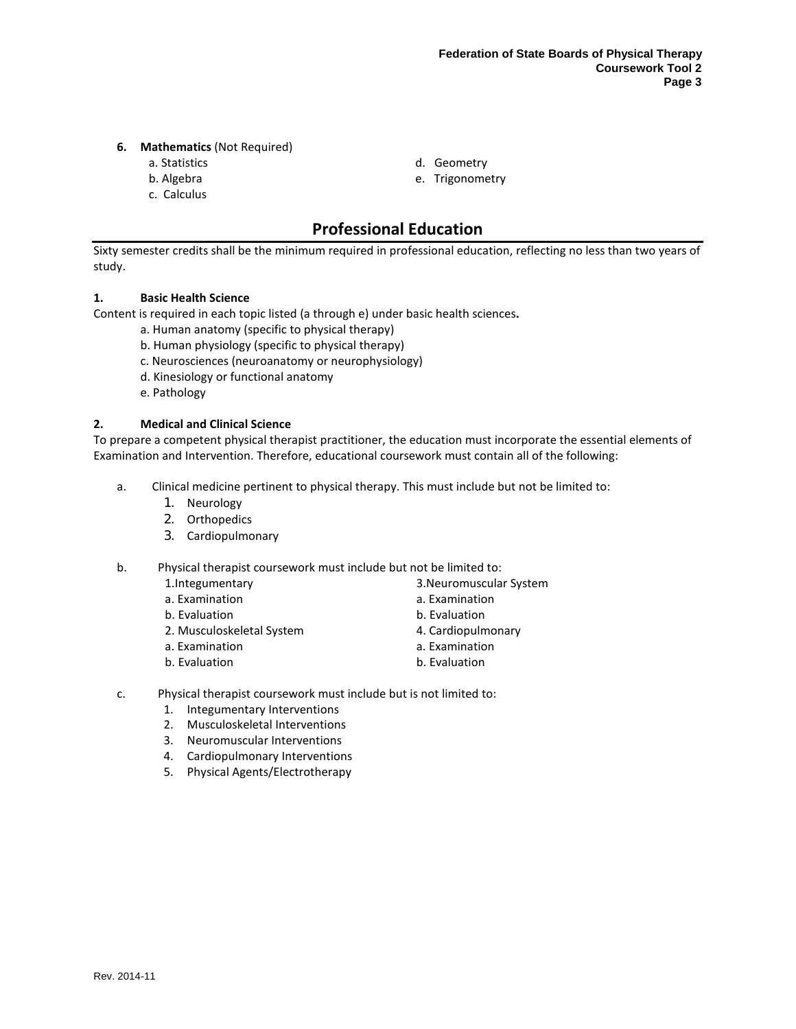**6. Mathematics** (Not Required)

a. Statistics
b. Algebra
c. Calculus
d. Geometry
e. Trigonometry

## Professional Education

Sixty semester credits shall be the minimum required in professional education, reflecting no less than two years of study.

**1. Basic Health Science**

Content is required in each topic listed (a through e) under basic health sciences**.**

a. Human anatomy (specific to physical therapy)
b. Human physiology (specific to physical therapy)
c. Neurosciences (neuroanatomy or neurophysiology)
d. Kinesiology or functional anatomy
e. Pathology

**2. Medical and Clinical Science**

To prepare a competent physical therapist practitioner, the education must incorporate the essential elements of Examination and Intervention. Therefore, educational coursework must contain all of the following:

a. Clinical medicine pertinent to physical therapy. This must include but not be limited to:
1. Neurology
2. Orthopedics
3. Cardiopulmonary

b. Physical therapist coursework must include but not be limited to:
1.Integumentary
a. Examination
b. Evaluation
2. Musculoskeletal System
a. Examination
b. Evaluation
3.Neuromuscular System
a. Examination
b. Evaluation
4. Cardiopulmonary
a. Examination
b. Evaluation

c. Physical therapist coursework must include but is not limited to:
1. Integumentary Interventions
2. Musculoskeletal Interventions
3. Neuromuscular Interventions
4. Cardiopulmonary Interventions
5. Physical Agents/Electrotherapy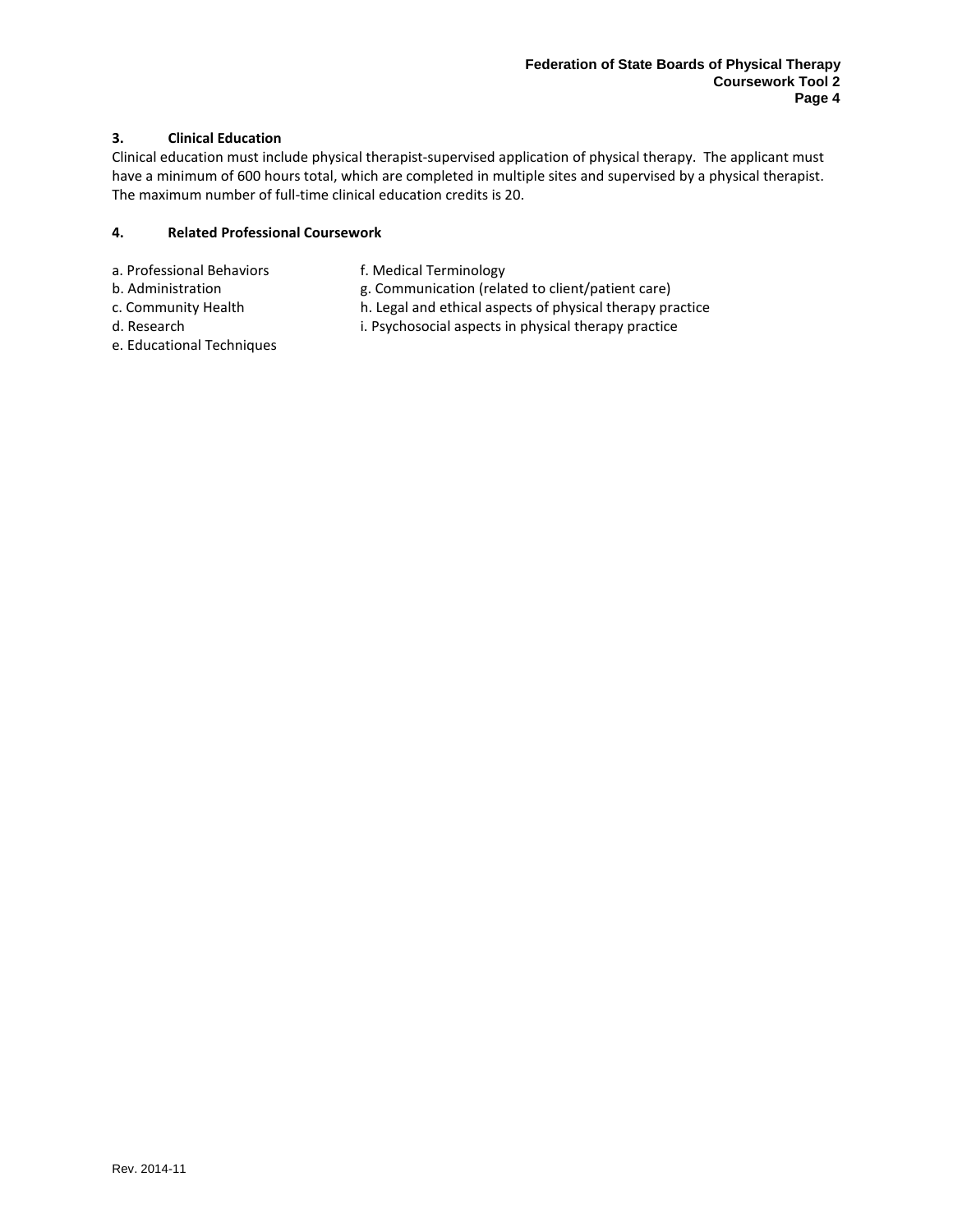### 3. Clinical Education

Clinical education must include physical therapist-supervised application of physical therapy. The applicant must have a minimum of 600 hours total, which are completed in multiple sites and supervised by a physical therapist. The maximum number of full-time clinical education credits is 20.

### 4. Related Professional Coursework

a. Professional Behaviors
b. Administration
c. Community Health
d. Research
e. Educational Techniques
f. Medical Terminology
g. Communication (related to client/patient care)
h. Legal and ethical aspects of physical therapy practice
i. Psychosocial aspects in physical therapy practice

Rev. 2014-11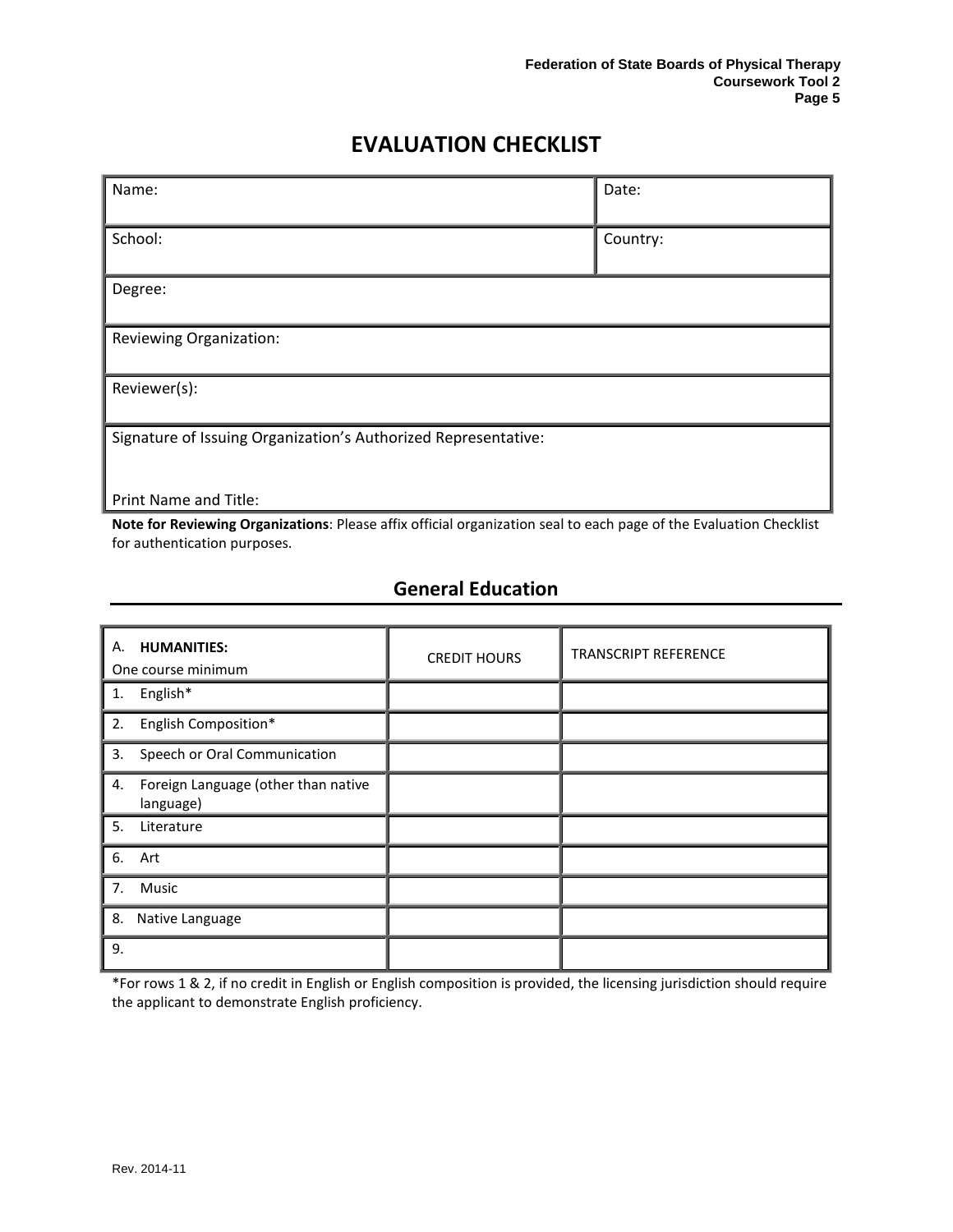# EVALUATION CHECKLIST

| Name: | Date: |
|---|---|
| School: | Country: |
| Degree: | |
| Reviewing Organization: | |
| Reviewer(s): | |
| Signature of Issuing Organization's Authorized Representative:<br><br>Print Name and Title: | |

**Note for Reviewing Organizations**: Please affix official organization seal to each page of the Evaluation Checklist for authentication purposes.

## General Education

| A. **HUMANITIES:**<br>One course minimum | CREDIT HOURS | TRANSCRIPT REFERENCE |
|---|---|---|
| 1. English* | | |
| 2. English Composition* | | |
| 3. Speech or Oral Communication | | |
| 4. Foreign Language (other than native language) | | |
| 5. Literature | | |
| 6. Art | | |
| 7. Music | | |
| 8. Native Language | | |
| 9. | | |

*For rows 1 & 2, if no credit in English or English composition is provided, the licensing jurisdiction should require the applicant to demonstrate English proficiency.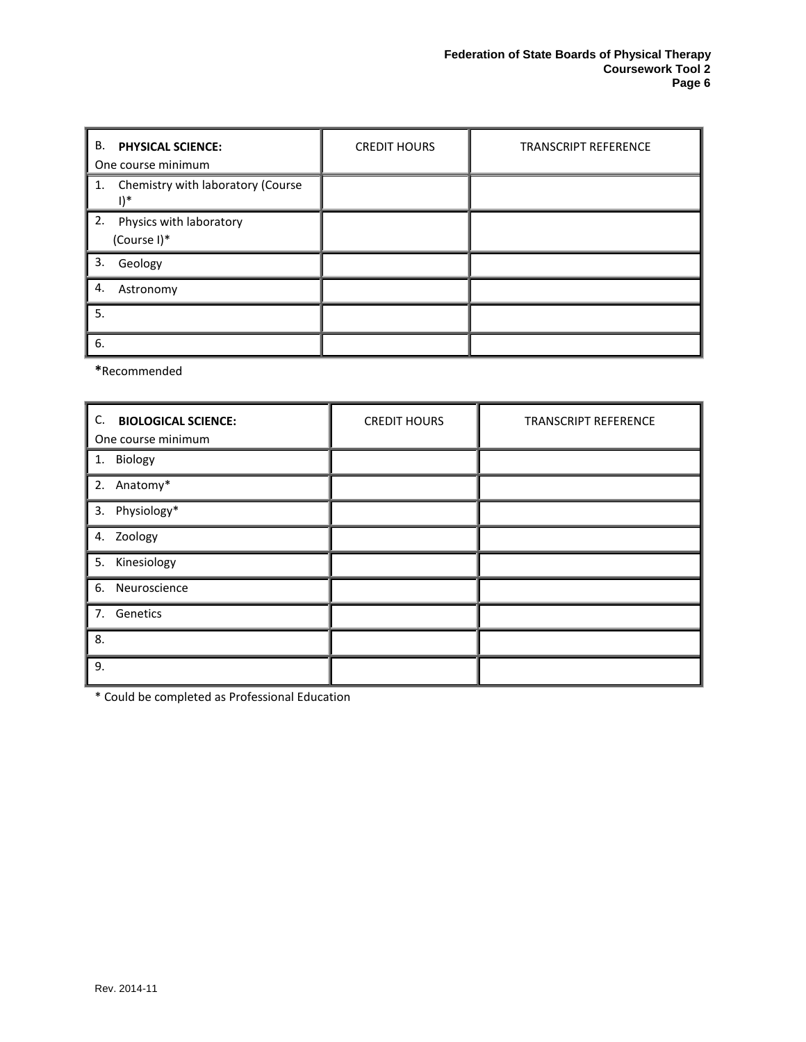| B. **PHYSICAL SCIENCE:** One course minimum | CREDIT HOURS | TRANSCRIPT REFERENCE |
|---|---|---|
| 1. Chemistry with laboratory (Course I)* | | |
| 2. Physics with laboratory (Course I)* | | |
| 3. Geology | | |
| 4. Astronomy | | |
| 5. | | |
| 6. | | |

**\***Recommended

| C. **BIOLOGICAL SCIENCE:** One course minimum | CREDIT HOURS | TRANSCRIPT REFERENCE |
|---|---|---|
| 1. Biology | | |
| 2. Anatomy* | | |
| 3. Physiology* | | |
| 4. Zoology | | |
| 5. Kinesiology | | |
| 6. Neuroscience | | |
| 7. Genetics | | |
| 8. | | |
| 9. | | |

\* Could be completed as Professional Education

Rev. 2014-11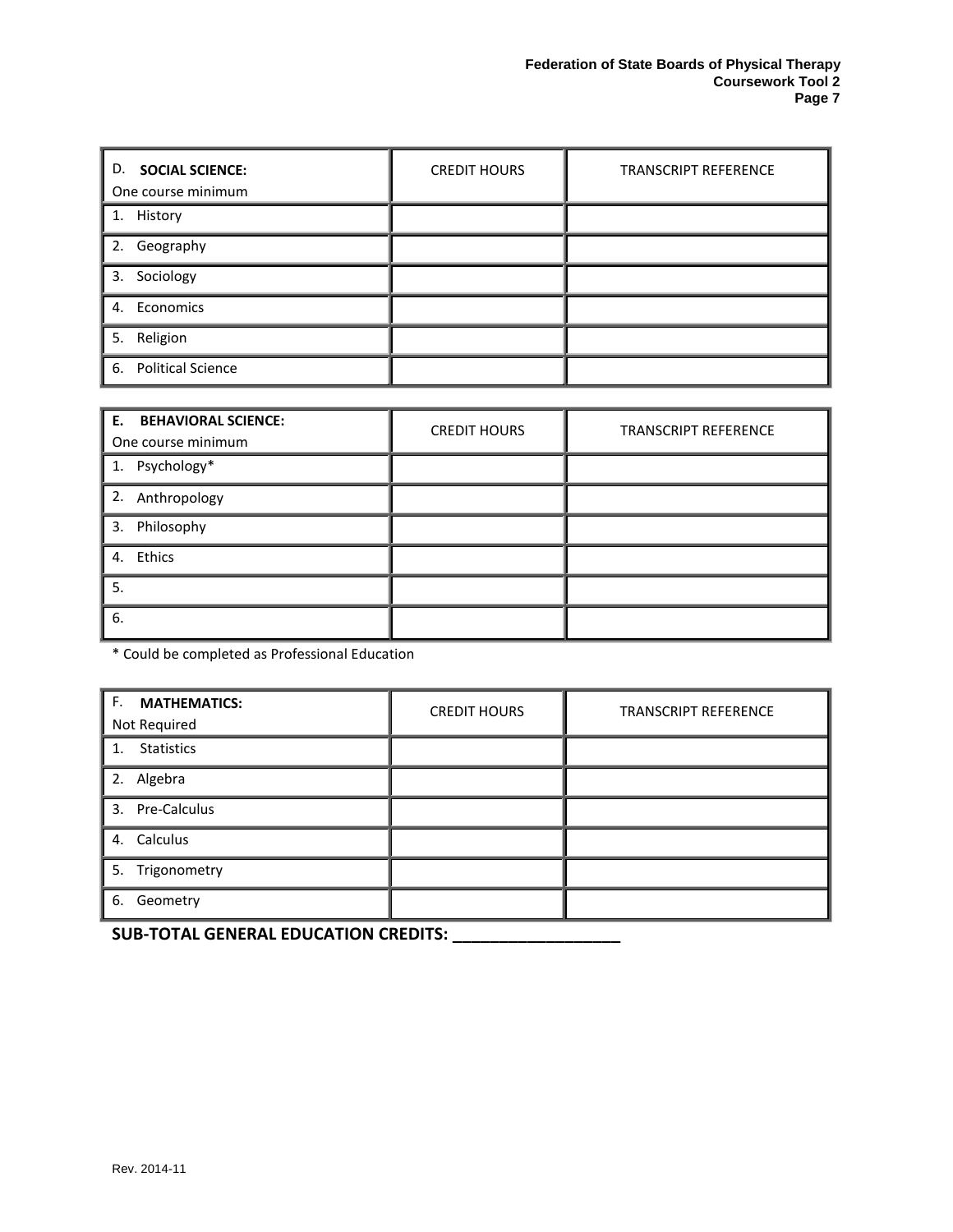| D. **SOCIAL SCIENCE:** One course minimum | CREDIT HOURS | TRANSCRIPT REFERENCE |
|---|---|---|
| 1. History | | |
| 2. Geography | | |
| 3. Sociology | | |
| 4. Economics | | |
| 5. Religion | | |
| 6. Political Science | | |

| E. **BEHAVIORAL SCIENCE:** One course minimum | CREDIT HOURS | TRANSCRIPT REFERENCE |
|---|---|---|
| 1. Psychology* | | |
| 2. Anthropology | | |
| 3. Philosophy | | |
| 4. Ethics | | |
| 5. | | |
| 6. | | |

* Could be completed as Professional Education

| F. **MATHEMATICS:** Not Required | CREDIT HOURS | TRANSCRIPT REFERENCE |
|---|---|---|
| 1. Statistics | | |
| 2. Algebra | | |
| 3. Pre-Calculus | | |
| 4. Calculus | | |
| 5. Trigonometry | | |
| 6. Geometry | | |

**SUB-TOTAL GENERAL EDUCATION CREDITS: __________________**

Rev. 2014-11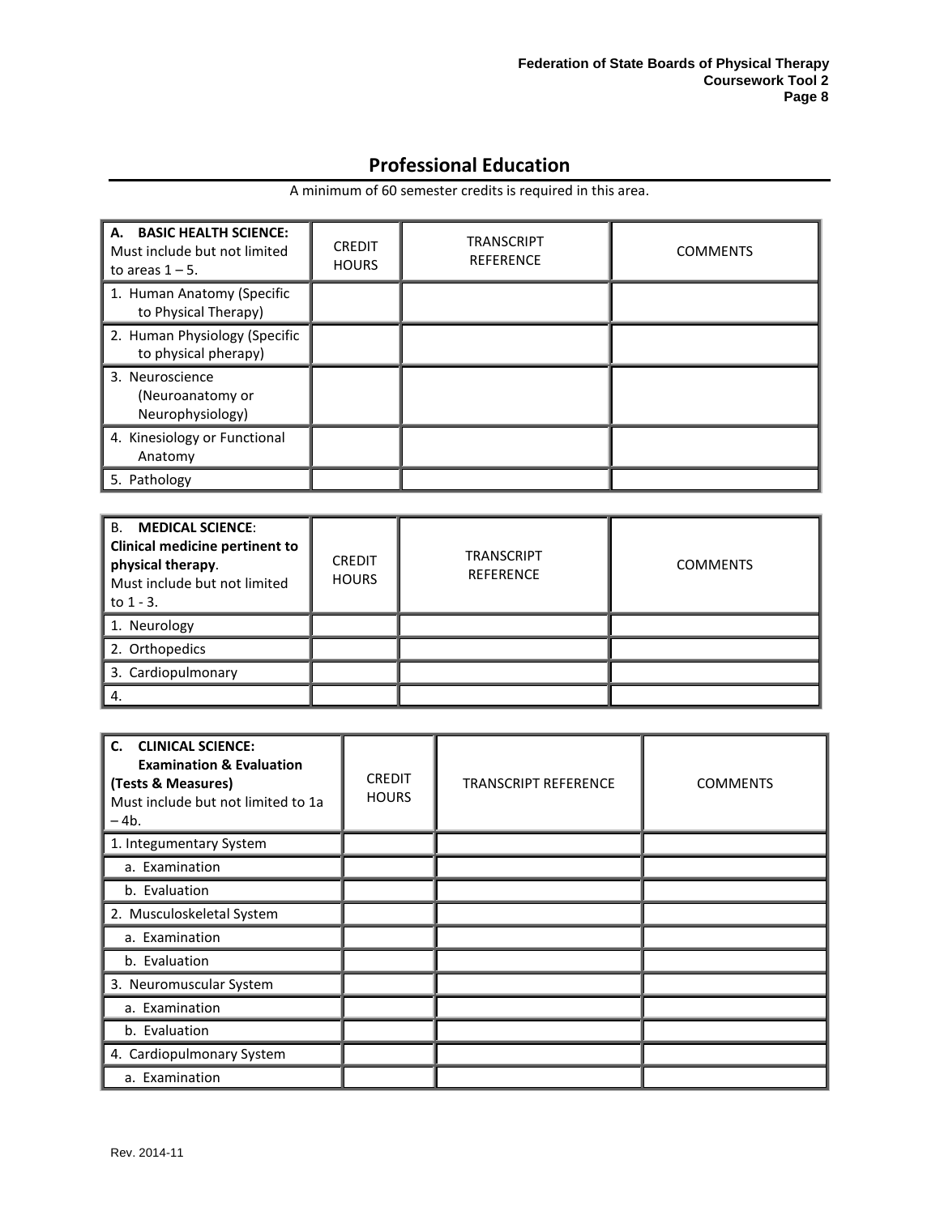## Professional Education

A minimum of 60 semester credits is required in this area.

| **A. BASIC HEALTH SCIENCE:** Must include but not limited to areas 1 – 5. | CREDIT HOURS | TRANSCRIPT REFERENCE | COMMENTS |
|---|---|---|---|
| 1. Human Anatomy (Specific to Physical Therapy) | | | |
| 2. Human Physiology (Specific to physical pherapy) | | | |
| 3. Neuroscience (Neuroanatomy or Neurophysiology) | | | |
| 4. Kinesiology or Functional Anatomy | | | |
| 5. Pathology | | | |

| B. **MEDICAL SCIENCE**: **Clinical medicine pertinent to physical therapy**. Must include but not limited to 1 - 3. | CREDIT HOURS | TRANSCRIPT REFERENCE | COMMENTS |
|---|---|---|---|
| 1. Neurology | | | |
| 2. Orthopedics | | | |
| 3. Cardiopulmonary | | | |
| 4. | | | |

| **C. CLINICAL SCIENCE: Examination & Evaluation (Tests & Measures)** Must include but not limited to 1a – 4b. | CREDIT HOURS | TRANSCRIPT REFERENCE | COMMENTS |
|---|---|---|---|
| 1. Integumentary System | | | |
| a. Examination | | | |
| b. Evaluation | | | |
| 2. Musculoskeletal System | | | |
| a. Examination | | | |
| b. Evaluation | | | |
| 3. Neuromuscular System | | | |
| a. Examination | | | |
| b. Evaluation | | | |
| 4. Cardiopulmonary System | | | |
| a. Examination | | | |

Rev. 2014-11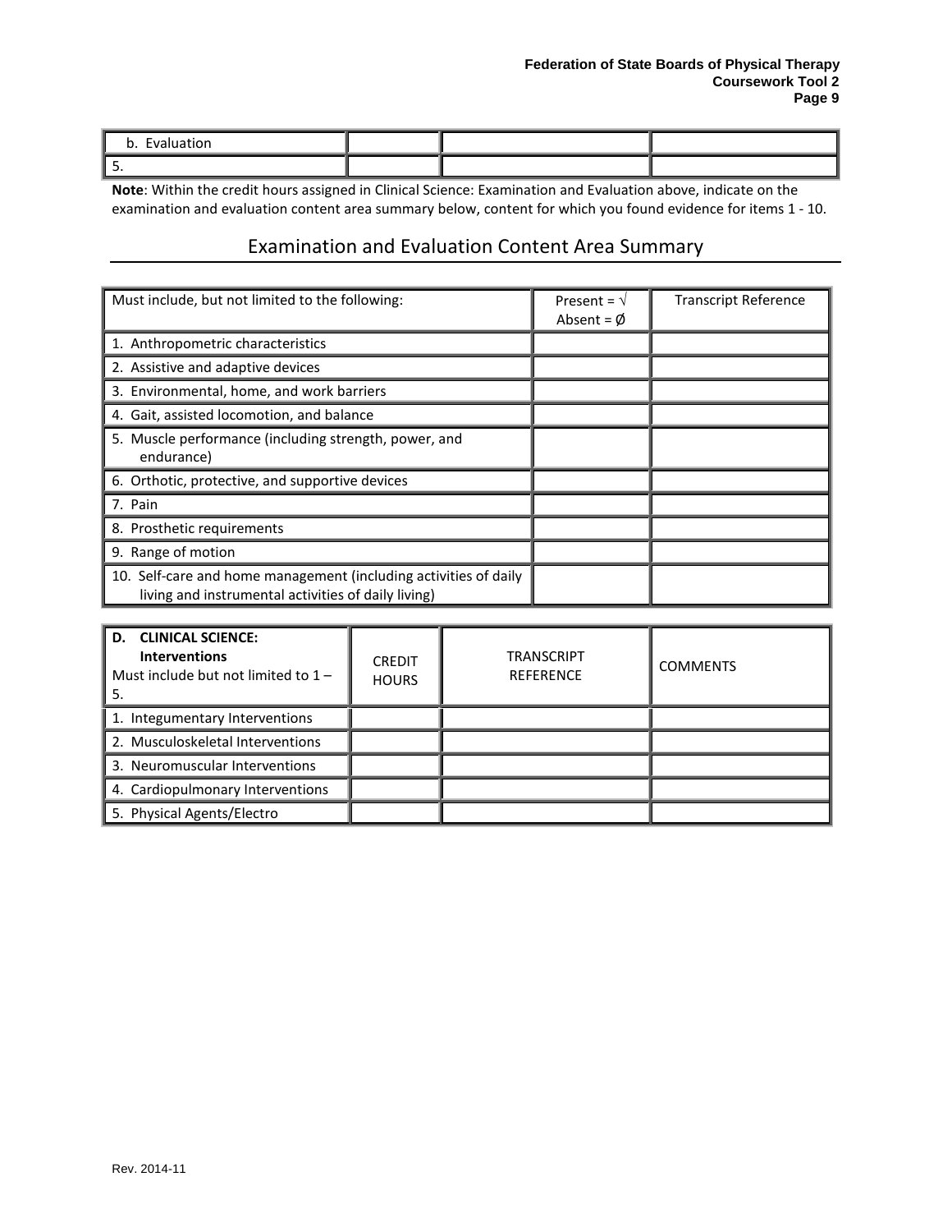| b. Evaluation | | | |
|---|---|---|---|
| 5. | | | |

**Note**: Within the credit hours assigned in Clinical Science: Examination and Evaluation above, indicate on the examination and evaluation content area summary below, content for which you found evidence for items 1 - 10.

## Examination and Evaluation Content Area Summary

| Must include, but not limited to the following: | Present = √ Absent = Ø | Transcript Reference |
|---|---|---|
| 1. Anthropometric characteristics | | |
| 2. Assistive and adaptive devices | | |
| 3. Environmental, home, and work barriers | | |
| 4. Gait, assisted locomotion, and balance | | |
| 5. Muscle performance (including strength, power, and endurance) | | |
| 6. Orthotic, protective, and supportive devices | | |
| 7. Pain | | |
| 8. Prosthetic requirements | | |
| 9. Range of motion | | |
| 10. Self-care and home management (including activities of daily living and instrumental activities of daily living) | | |

| **D. CLINICAL SCIENCE: Interventions** Must include but not limited to 1 – 5. | CREDIT HOURS | TRANSCRIPT REFERENCE | COMMENTS |
|---|---|---|---|
| 1. Integumentary Interventions | | | |
| 2. Musculoskeletal Interventions | | | |
| 3. Neuromuscular Interventions | | | |
| 4. Cardiopulmonary Interventions | | | |
| 5. Physical Agents/Electro | | | |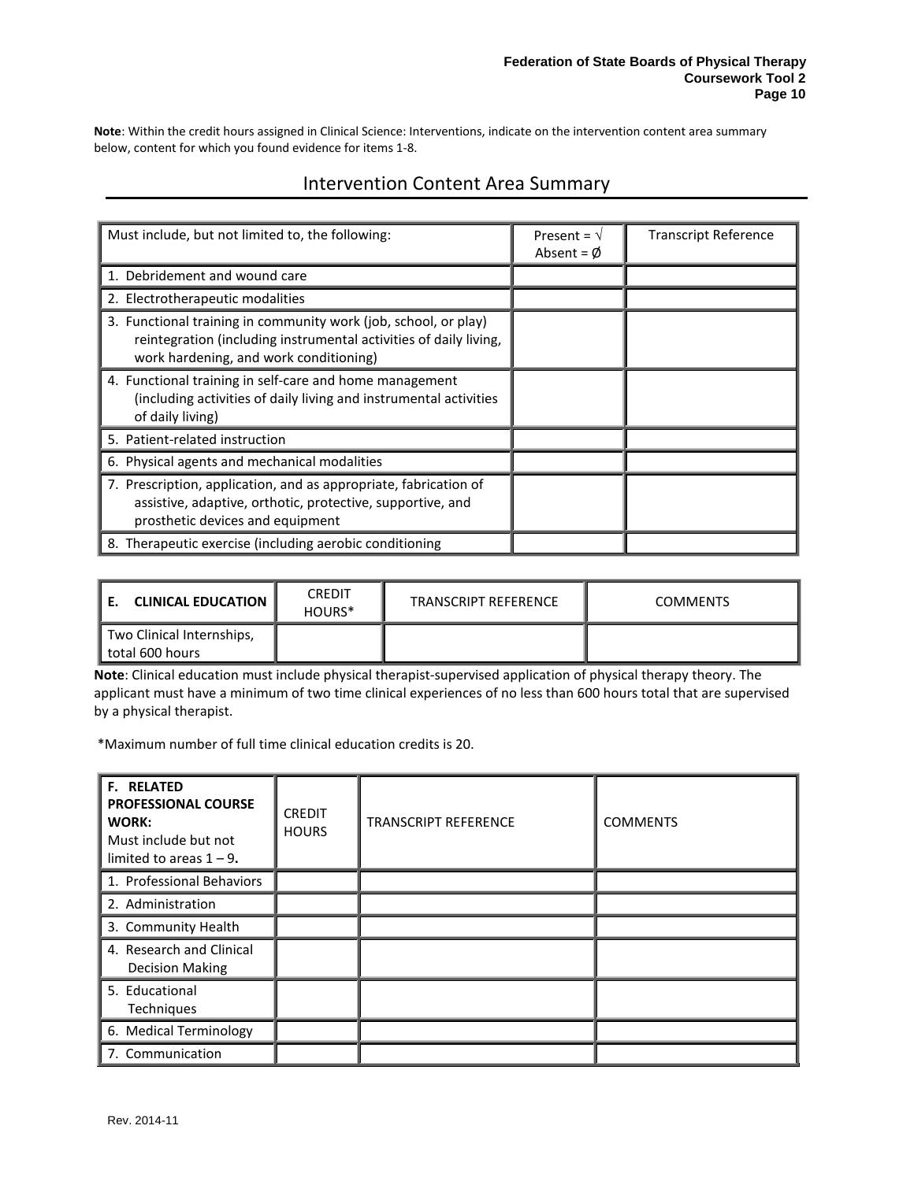**Note**: Within the credit hours assigned in Clinical Science: Interventions, indicate on the intervention content area summary below, content for which you found evidence for items 1-8.

## Intervention Content Area Summary

| Must include, but not limited to, the following: | Present = √ Absent = Ø | Transcript Reference |
|---|---|---|
| 1. Debridement and wound care | | |
| 2. Electrotherapeutic modalities | | |
| 3. Functional training in community work (job, school, or play) reintegration (including instrumental activities of daily living, work hardening, and work conditioning) | | |
| 4. Functional training in self-care and home management (including activities of daily living and instrumental activities of daily living) | | |
| 5. Patient-related instruction | | |
| 6. Physical agents and mechanical modalities | | |
| 7. Prescription, application, and as appropriate, fabrication of assistive, adaptive, orthotic, protective, supportive, and prosthetic devices and equipment | | |
| 8. Therapeutic exercise (including aerobic conditioning | | |

| **E. CLINICAL EDUCATION** | CREDIT HOURS* | TRANSCRIPT REFERENCE | COMMENTS |
|---|---|---|---|
| Two Clinical Internships, total 600 hours | | | |

**Note**: Clinical education must include physical therapist-supervised application of physical therapy theory. The applicant must have a minimum of two time clinical experiences of no less than 600 hours total that are supervised by a physical therapist.

*Maximum number of full time clinical education credits is 20.

| **F. RELATED PROFESSIONAL COURSE WORK:** Must include but not limited to areas 1 – 9**.** | CREDIT HOURS | TRANSCRIPT REFERENCE | COMMENTS |
|---|---|---|---|
| 1. Professional Behaviors | | | |
| 2. Administration | | | |
| 3. Community Health | | | |
| 4. Research and Clinical Decision Making | | | |
| 5. Educational Techniques | | | |
| 6. Medical Terminology | | | |
| 7. Communication | | | |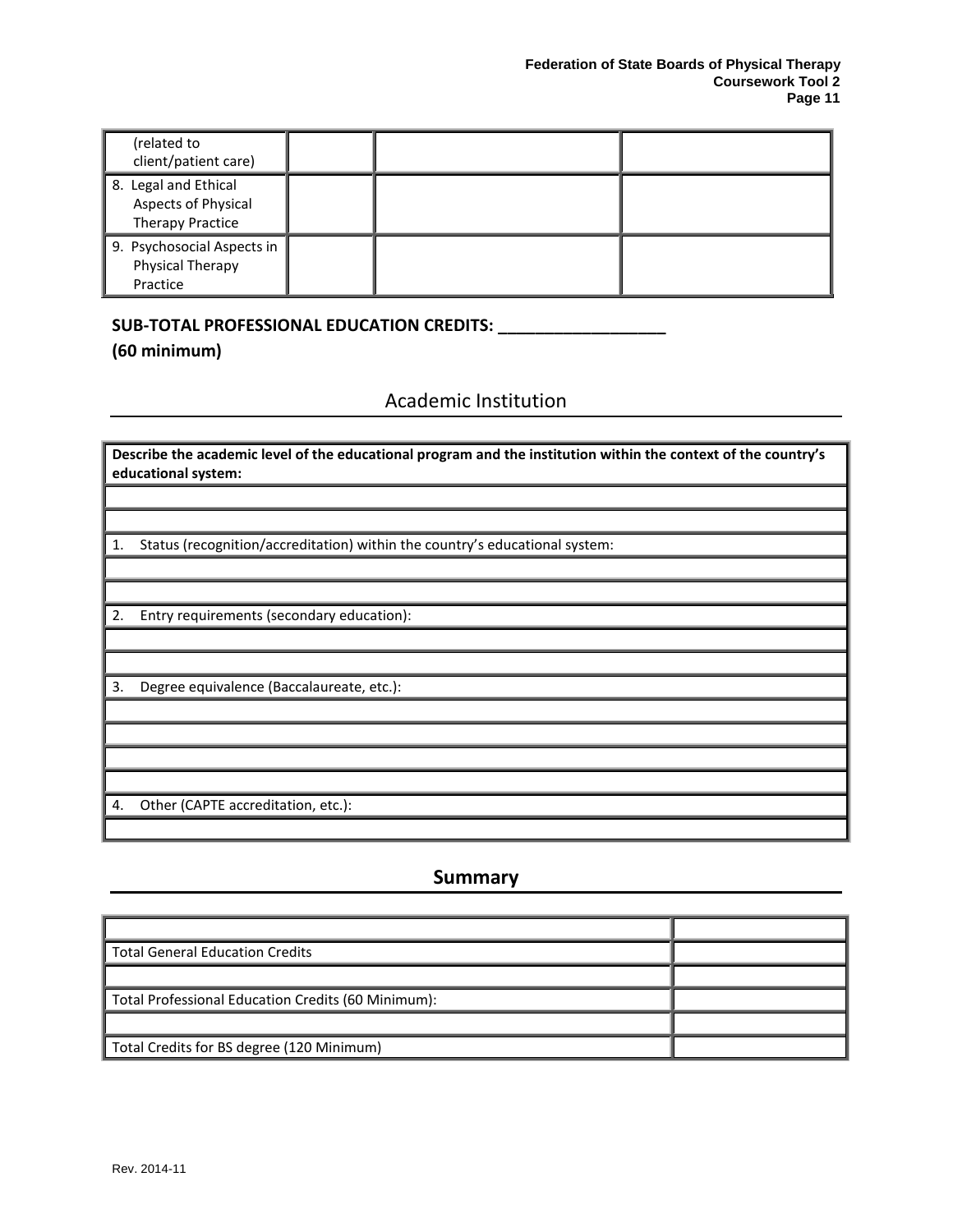| (related to client/patient care) | | | |
|---|---|---|---|
| 8. Legal and Ethical Aspects of Physical Therapy Practice | | | |
| 9. Psychosocial Aspects in Physical Therapy Practice | | | |

**SUB-TOTAL PROFESSIONAL EDUCATION CREDITS: ________________**
**(60 minimum)**

## Academic Institution

| **Describe the academic level of the educational program and the institution within the context of the country's educational system:** |
|---|
| |
| |
| 1. Status (recognition/accreditation) within the country's educational system: |
| |
| |
| 2. Entry requirements (secondary education): |
| |
| |
| 3. Degree equivalence (Baccalaureate, etc.): |
| |
| |
| |
| |
| 4. Other (CAPTE accreditation, etc.): |
| |

## Summary

| | |
|---|---|
| Total General Education Credits | |
| | |
| Total Professional Education Credits (60 Minimum): | |
| | |
| Total Credits for BS degree (120 Minimum) | |

Rev. 2014-11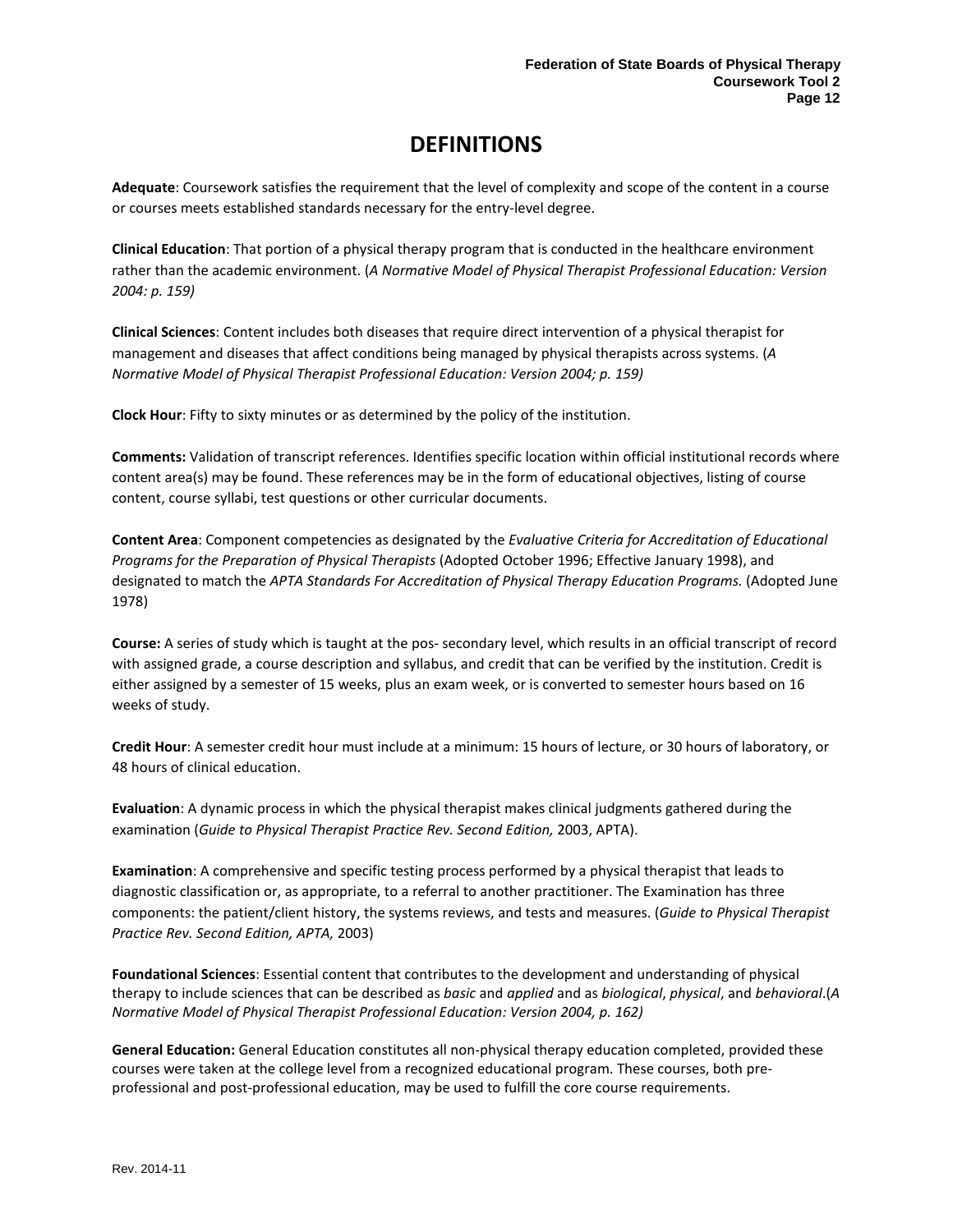# DEFINITIONS

**Adequate**: Coursework satisfies the requirement that the level of complexity and scope of the content in a course or courses meets established standards necessary for the entry-level degree.

**Clinical Education**: That portion of a physical therapy program that is conducted in the healthcare environment rather than the academic environment. (*A Normative Model of Physical Therapist Professional Education: Version 2004: p. 159)*

**Clinical Sciences**: Content includes both diseases that require direct intervention of a physical therapist for management and diseases that affect conditions being managed by physical therapists across systems. (*A Normative Model of Physical Therapist Professional Education: Version 2004; p. 159)*

**Clock Hour**: Fifty to sixty minutes or as determined by the policy of the institution.

**Comments:** Validation of transcript references. Identifies specific location within official institutional records where content area(s) may be found. These references may be in the form of educational objectives, listing of course content, course syllabi, test questions or other curricular documents.

**Content Area**: Component competencies as designated by the *Evaluative Criteria for Accreditation of Educational Programs for the Preparation of Physical Therapists* (Adopted October 1996; Effective January 1998), and designated to match the *APTA Standards For Accreditation of Physical Therapy Education Programs.* (Adopted June 1978)

**Course:** A series of study which is taught at the pos- secondary level, which results in an official transcript of record with assigned grade, a course description and syllabus, and credit that can be verified by the institution. Credit is either assigned by a semester of 15 weeks, plus an exam week, or is converted to semester hours based on 16 weeks of study.

**Credit Hour**: A semester credit hour must include at a minimum: 15 hours of lecture, or 30 hours of laboratory, or 48 hours of clinical education.

**Evaluation**: A dynamic process in which the physical therapist makes clinical judgments gathered during the examination (*Guide to Physical Therapist Practice Rev. Second Edition,* 2003, APTA).

**Examination**: A comprehensive and specific testing process performed by a physical therapist that leads to diagnostic classification or, as appropriate, to a referral to another practitioner. The Examination has three components: the patient/client history, the systems reviews, and tests and measures. (*Guide to Physical Therapist Practice Rev. Second Edition, APTA,* 2003)

**Foundational Sciences**: Essential content that contributes to the development and understanding of physical therapy to include sciences that can be described as *basic* and *applied* and as *biological*, *physical*, and *behavioral*.(*A Normative Model of Physical Therapist Professional Education: Version 2004, p. 162)*

**General Education:** General Education constitutes all non-physical therapy education completed, provided these courses were taken at the college level from a recognized educational program. These courses, both pre-professional and post-professional education, may be used to fulfill the core course requirements.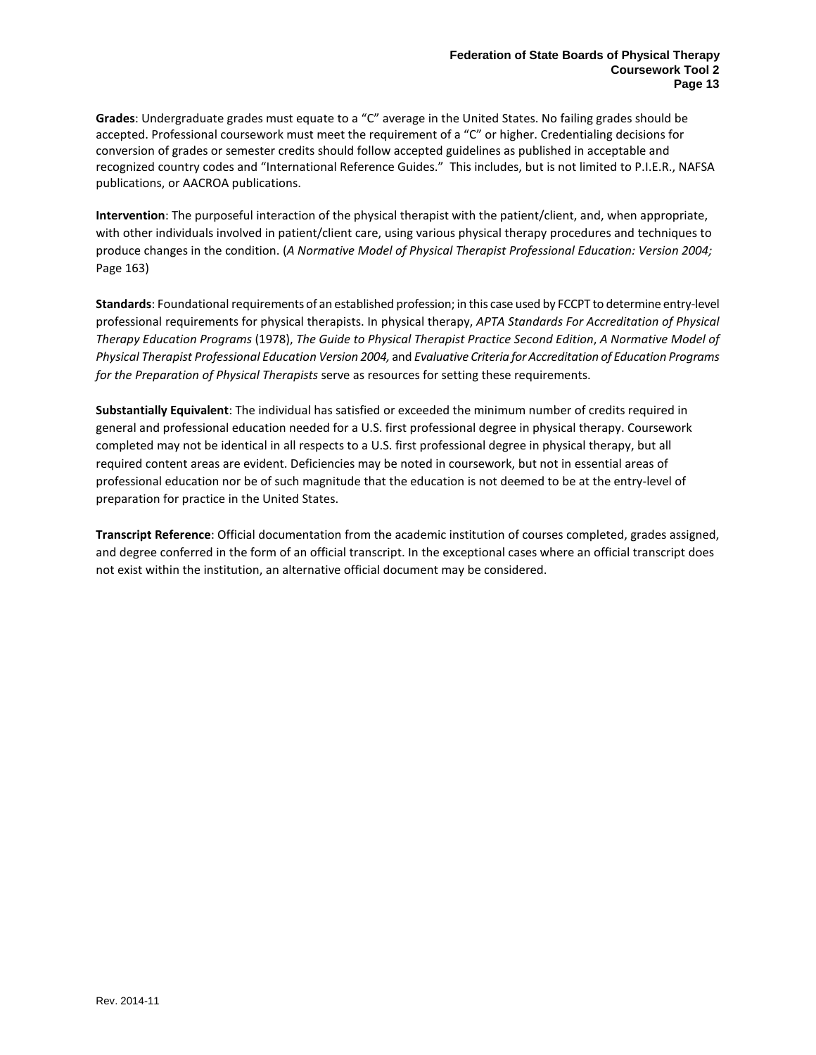**Grades**: Undergraduate grades must equate to a "C" average in the United States. No failing grades should be accepted. Professional coursework must meet the requirement of a "C" or higher. Credentialing decisions for conversion of grades or semester credits should follow accepted guidelines as published in acceptable and recognized country codes and "International Reference Guides." This includes, but is not limited to P.I.E.R., NAFSA publications, or AACROA publications.

**Intervention**: The purposeful interaction of the physical therapist with the patient/client, and, when appropriate, with other individuals involved in patient/client care, using various physical therapy procedures and techniques to produce changes in the condition. (*A Normative Model of Physical Therapist Professional Education: Version 2004;* Page 163)

**Standards**: Foundational requirements of an established profession; in this case used by FCCPT to determine entry-level professional requirements for physical therapists. In physical therapy, *APTA Standards For Accreditation of Physical Therapy Education Programs* (1978), *The Guide to Physical Therapist Practice Second Edition*, *A Normative Model of Physical Therapist Professional Education Version 2004,* and *Evaluative Criteria for Accreditation of Education Programs for the Preparation of Physical Therapists* serve as resources for setting these requirements.

**Substantially Equivalent**: The individual has satisfied or exceeded the minimum number of credits required in general and professional education needed for a U.S. first professional degree in physical therapy. Coursework completed may not be identical in all respects to a U.S. first professional degree in physical therapy, but all required content areas are evident. Deficiencies may be noted in coursework, but not in essential areas of professional education nor be of such magnitude that the education is not deemed to be at the entry-level of preparation for practice in the United States.

**Transcript Reference**: Official documentation from the academic institution of courses completed, grades assigned, and degree conferred in the form of an official transcript. In the exceptional cases where an official transcript does not exist within the institution, an alternative official document may be considered.